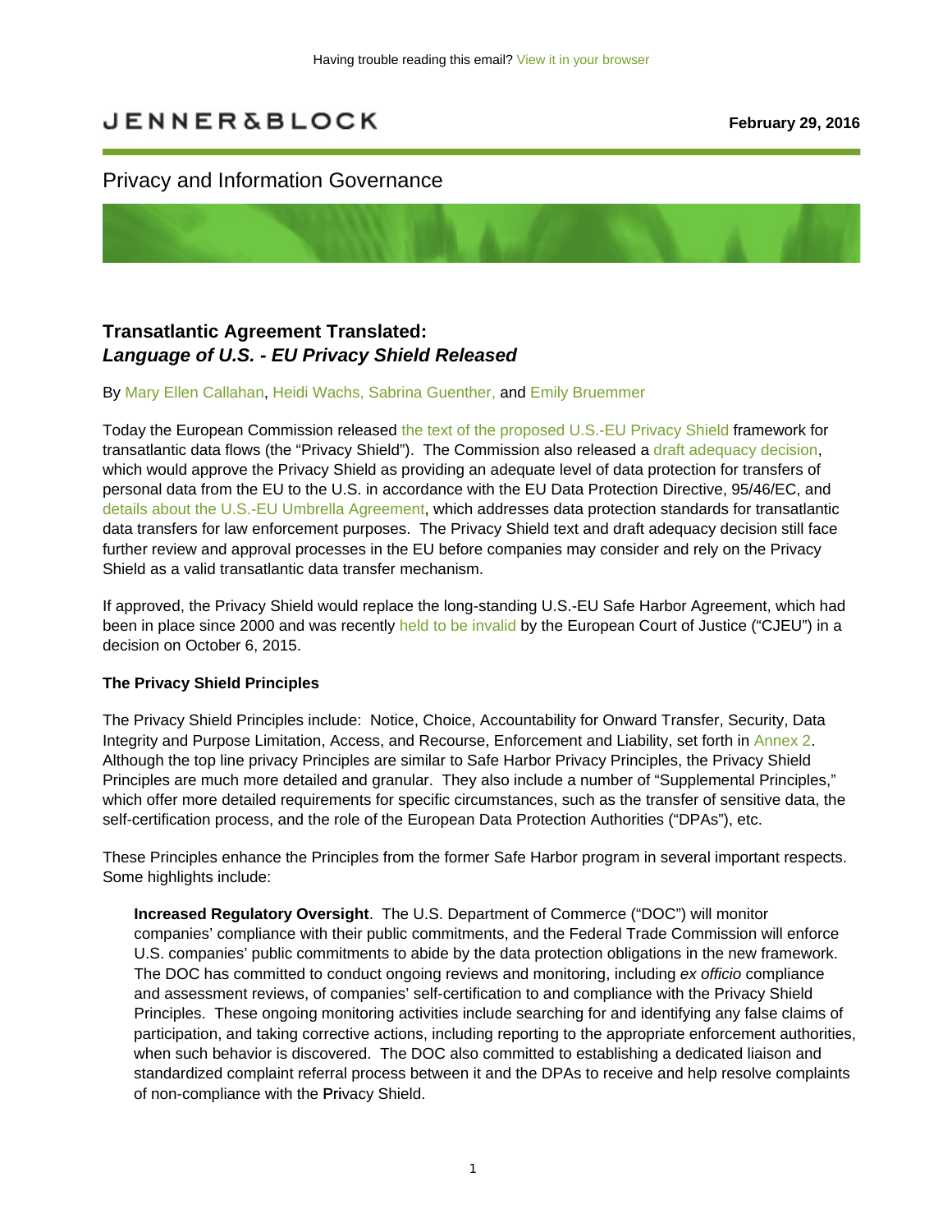Having trouble reading this email? View it in your browser

JENNER&BLOCK

**February 29, 2016**

Privacy and Information Governance

## Transatlantic Agreement Translated: *Language of U.S. - EU Privacy Shield Released*

By Mary Ellen Callahan, Heidi Wachs, Sabrina Guenther, and Emily Bruemmer

Today the European Commission released the text of the proposed U.S.-EU Privacy Shield framework for transatlantic data flows (the "Privacy Shield"). The Commission also released a draft adequacy decision, which would approve the Privacy Shield as providing an adequate level of data protection for transfers of personal data from the EU to the U.S. in accordance with the EU Data Protection Directive, 95/46/EC, and details about the U.S.-EU Umbrella Agreement, which addresses data protection standards for transatlantic data transfers for law enforcement purposes. The Privacy Shield text and draft adequacy decision still face further review and approval processes in the EU before companies may consider and rely on the Privacy Shield as a valid transatlantic data transfer mechanism.

If approved, the Privacy Shield would replace the long-standing U.S.-EU Safe Harbor Agreement, which had been in place since 2000 and was recently held to be invalid by the European Court of Justice ("CJEU") in a decision on October 6, 2015.

**The Privacy Shield Principles**

The Privacy Shield Principles include: Notice, Choice, Accountability for Onward Transfer, Security, Data Integrity and Purpose Limitation, Access, and Recourse, Enforcement and Liability, set forth in Annex 2. Although the top line privacy Principles are similar to Safe Harbor Privacy Principles, the Privacy Shield Principles are much more detailed and granular. They also include a number of "Supplemental Principles," which offer more detailed requirements for specific circumstances, such as the transfer of sensitive data, the self-certification process, and the role of the European Data Protection Authorities ("DPAs"), etc.

These Principles enhance the Principles from the former Safe Harbor program in several important respects. Some highlights include:

> **Increased Regulatory Oversight**. The U.S. Department of Commerce ("DOC") will monitor companies' compliance with their public commitments, and the Federal Trade Commission will enforce U.S. companies' public commitments to abide by the data protection obligations in the new framework. The DOC has committed to conduct ongoing reviews and monitoring, including *ex officio* compliance and assessment reviews, of companies' self-certification to and compliance with the Privacy Shield Principles. These ongoing monitoring activities include searching for and identifying any false claims of participation, and taking corrective actions, including reporting to the appropriate enforcement authorities, when such behavior is discovered. The DOC also committed to establishing a dedicated liaison and standardized complaint referral process between it and the DPAs to receive and help resolve complaints of non-compliance with the Privacy Shield.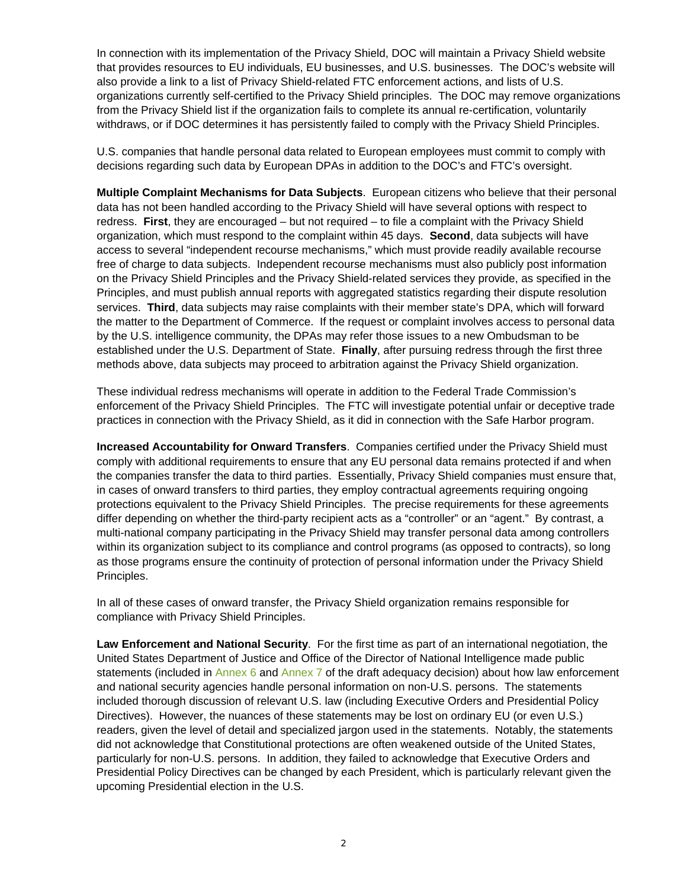In connection with its implementation of the Privacy Shield, DOC will maintain a Privacy Shield website that provides resources to EU individuals, EU businesses, and U.S. businesses. The DOC's website will also provide a link to a list of Privacy Shield-related FTC enforcement actions, and lists of U.S. organizations currently self-certified to the Privacy Shield principles. The DOC may remove organizations from the Privacy Shield list if the organization fails to complete its annual re-certification, voluntarily withdraws, or if DOC determines it has persistently failed to comply with the Privacy Shield Principles.

U.S. companies that handle personal data related to European employees must commit to comply with decisions regarding such data by European DPAs in addition to the DOC's and FTC's oversight.

**Multiple Complaint Mechanisms for Data Subjects**. European citizens who believe that their personal data has not been handled according to the Privacy Shield will have several options with respect to redress. **First**, they are encouraged – but not required – to file a complaint with the Privacy Shield organization, which must respond to the complaint within 45 days. **Second**, data subjects will have access to several "independent recourse mechanisms," which must provide readily available recourse free of charge to data subjects. Independent recourse mechanisms must also publicly post information on the Privacy Shield Principles and the Privacy Shield-related services they provide, as specified in the Principles, and must publish annual reports with aggregated statistics regarding their dispute resolution services. **Third**, data subjects may raise complaints with their member state's DPA, which will forward the matter to the Department of Commerce. If the request or complaint involves access to personal data by the U.S. intelligence community, the DPAs may refer those issues to a new Ombudsman to be established under the U.S. Department of State. **Finally**, after pursuing redress through the first three methods above, data subjects may proceed to arbitration against the Privacy Shield organization.

These individual redress mechanisms will operate in addition to the Federal Trade Commission's enforcement of the Privacy Shield Principles. The FTC will investigate potential unfair or deceptive trade practices in connection with the Privacy Shield, as it did in connection with the Safe Harbor program.

**Increased Accountability for Onward Transfers**. Companies certified under the Privacy Shield must comply with additional requirements to ensure that any EU personal data remains protected if and when the companies transfer the data to third parties. Essentially, Privacy Shield companies must ensure that, in cases of onward transfers to third parties, they employ contractual agreements requiring ongoing protections equivalent to the Privacy Shield Principles. The precise requirements for these agreements differ depending on whether the third-party recipient acts as a "controller" or an "agent." By contrast, a multi-national company participating in the Privacy Shield may transfer personal data among controllers within its organization subject to its compliance and control programs (as opposed to contracts), so long as those programs ensure the continuity of protection of personal information under the Privacy Shield Principles.

In all of these cases of onward transfer, the Privacy Shield organization remains responsible for compliance with Privacy Shield Principles.

**Law Enforcement and National Security**. For the first time as part of an international negotiation, the United States Department of Justice and Office of the Director of National Intelligence made public statements (included in Annex 6 and Annex 7 of the draft adequacy decision) about how law enforcement and national security agencies handle personal information on non-U.S. persons. The statements included thorough discussion of relevant U.S. law (including Executive Orders and Presidential Policy Directives). However, the nuances of these statements may be lost on ordinary EU (or even U.S.) readers, given the level of detail and specialized jargon used in the statements. Notably, the statements did not acknowledge that Constitutional protections are often weakened outside of the United States, particularly for non-U.S. persons. In addition, they failed to acknowledge that Executive Orders and Presidential Policy Directives can be changed by each President, which is particularly relevant given the upcoming Presidential election in the U.S.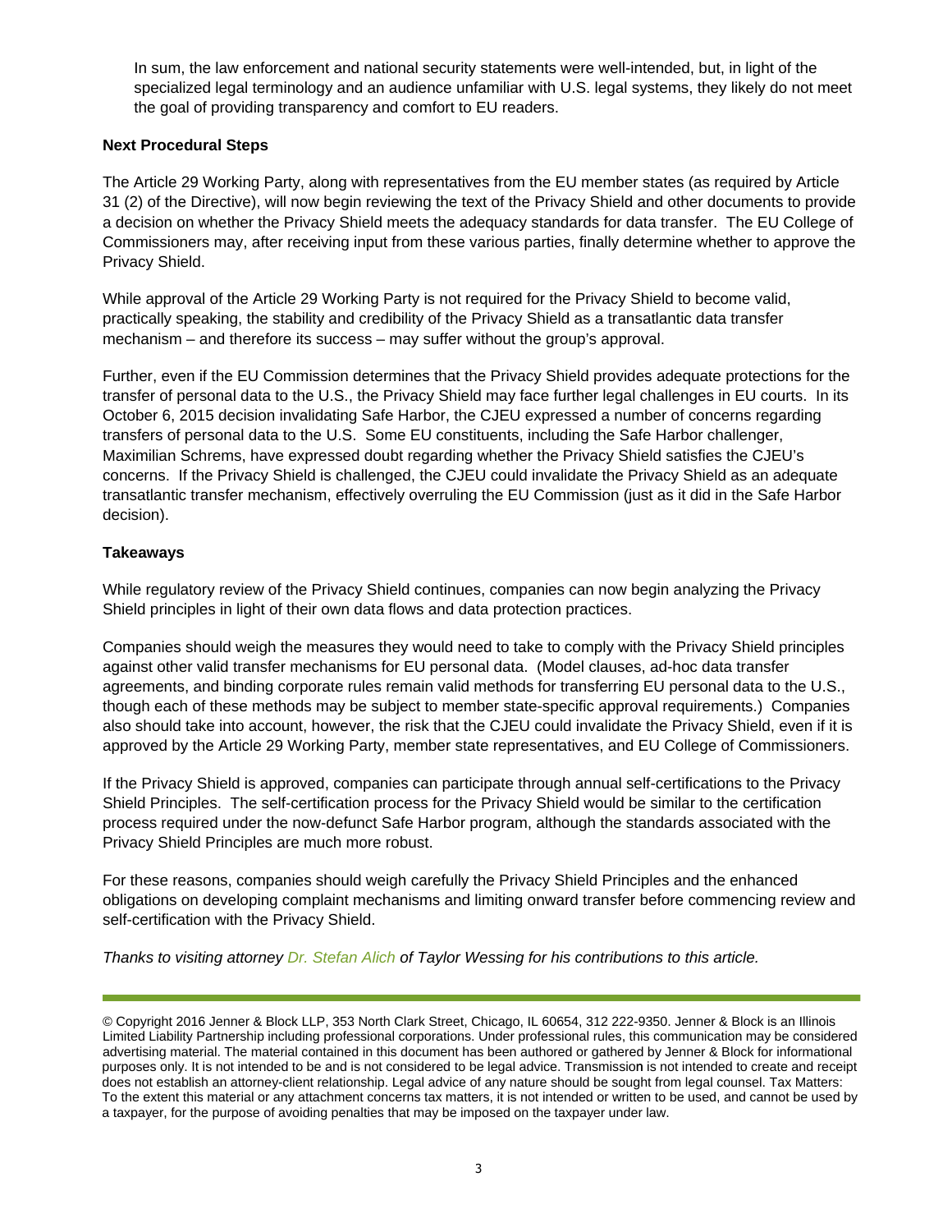In sum, the law enforcement and national security statements were well-intended, but, in light of the specialized legal terminology and an audience unfamiliar with U.S. legal systems, they likely do not meet the goal of providing transparency and comfort to EU readers.

**Next Procedural Steps**

The Article 29 Working Party, along with representatives from the EU member states (as required by Article 31 (2) of the Directive), will now begin reviewing the text of the Privacy Shield and other documents to provide a decision on whether the Privacy Shield meets the adequacy standards for data transfer. The EU College of Commissioners may, after receiving input from these various parties, finally determine whether to approve the Privacy Shield.

While approval of the Article 29 Working Party is not required for the Privacy Shield to become valid, practically speaking, the stability and credibility of the Privacy Shield as a transatlantic data transfer mechanism – and therefore its success – may suffer without the group's approval.

Further, even if the EU Commission determines that the Privacy Shield provides adequate protections for the transfer of personal data to the U.S., the Privacy Shield may face further legal challenges in EU courts. In its October 6, 2015 decision invalidating Safe Harbor, the CJEU expressed a number of concerns regarding transfers of personal data to the U.S. Some EU constituents, including the Safe Harbor challenger, Maximilian Schrems, have expressed doubt regarding whether the Privacy Shield satisfies the CJEU's concerns. If the Privacy Shield is challenged, the CJEU could invalidate the Privacy Shield as an adequate transatlantic transfer mechanism, effectively overruling the EU Commission (just as it did in the Safe Harbor decision).

**Takeaways**

While regulatory review of the Privacy Shield continues, companies can now begin analyzing the Privacy Shield principles in light of their own data flows and data protection practices.

Companies should weigh the measures they would need to take to comply with the Privacy Shield principles against other valid transfer mechanisms for EU personal data. (Model clauses, ad-hoc data transfer agreements, and binding corporate rules remain valid methods for transferring EU personal data to the U.S., though each of these methods may be subject to member state-specific approval requirements.) Companies also should take into account, however, the risk that the CJEU could invalidate the Privacy Shield, even if it is approved by the Article 29 Working Party, member state representatives, and EU College of Commissioners.

If the Privacy Shield is approved, companies can participate through annual self-certifications to the Privacy Shield Principles. The self-certification process for the Privacy Shield would be similar to the certification process required under the now-defunct Safe Harbor program, although the standards associated with the Privacy Shield Principles are much more robust.

For these reasons, companies should weigh carefully the Privacy Shield Principles and the enhanced obligations on developing complaint mechanisms and limiting onward transfer before commencing review and self-certification with the Privacy Shield.

*Thanks to visiting attorney Dr. Stefan Alich of Taylor Wessing for his contributions to this article.*

---

© Copyright 2016 Jenner & Block LLP, 353 North Clark Street, Chicago, IL 60654, 312 222-9350. Jenner & Block is an Illinois Limited Liability Partnership including professional corporations. Under professional rules, this communication may be considered advertising material. The material contained in this document has been authored or gathered by Jenner & Block for informational purposes only. It is not intended to be and is not considered to be legal advice. Transmission is not intended to create and receipt does not establish an attorney-client relationship. Legal advice of any nature should be sought from legal counsel. Tax Matters: To the extent this material or any attachment concerns tax matters, it is not intended or written to be used, and cannot be used by a taxpayer, for the purpose of avoiding penalties that may be imposed on the taxpayer under law.